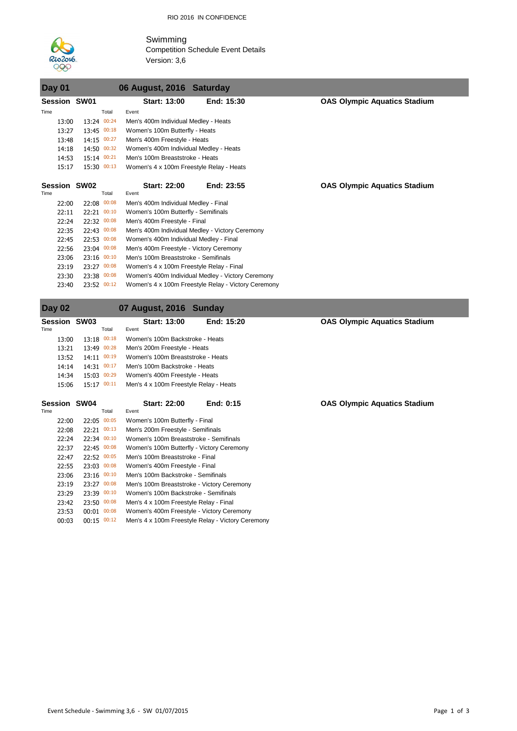RIO 2016 IN CONFIDENCE

# Swimming

Competition Schedule Event Details

Version: 3,6

## Day 01 — 06 August, 2016 Saturday

### Session SW01 — Start: 13:00 — End: 15:30 — OAS Olympic Aquatics Stadium

| Time | Total | | Event |
|---|---|---|---|
| 13:00 | 13:24 | 00:24 | Men's 400m Individual Medley - Heats |
| 13:27 | 13:45 | 00:18 | Women's 100m Butterfly - Heats |
| 13:48 | 14:15 | 00:27 | Men's 400m Freestyle - Heats |
| 14:18 | 14:50 | 00:32 | Women's 400m Individual Medley - Heats |
| 14:53 | 15:14 | 00:21 | Men's 100m Breaststroke - Heats |
| 15:17 | 15:30 | 00:13 | Women's 4 x 100m Freestyle Relay - Heats |

### Session SW02 — Start: 22:00 — End: 23:55 — OAS Olympic Aquatics Stadium

| Time | Total | | Event |
|---|---|---|---|
| 22:00 | 22:08 | 00:08 | Men's 400m Individual Medley - Final |
| 22:11 | 22:21 | 00:10 | Women's 100m Butterfly - Semifinals |
| 22:24 | 22:32 | 00:08 | Men's 400m Freestyle - Final |
| 22:35 | 22:43 | 00:08 | Men's 400m Individual Medley - Victory Ceremony |
| 22:45 | 22:53 | 00:08 | Women's 400m Individual Medley - Final |
| 22:56 | 23:04 | 00:08 | Men's 400m Freestyle - Victory Ceremony |
| 23:06 | 23:16 | 00:10 | Men's 100m Breaststroke - Semifinals |
| 23:19 | 23:27 | 00:08 | Women's 4 x 100m Freestyle Relay - Final |
| 23:30 | 23:38 | 00:08 | Women's 400m Individual Medley - Victory Ceremony |
| 23:40 | 23:52 | 00:12 | Women's 4 x 100m Freestyle Relay - Victory Ceremony |

## Day 02 — 07 August, 2016 Sunday

### Session SW03 — Start: 13:00 — End: 15:20 — OAS Olympic Aquatics Stadium

| Time | Total | | Event |
|---|---|---|---|
| 13:00 | 13:18 | 00:18 | Women's 100m Backstroke - Heats |
| 13:21 | 13:49 | 00:28 | Men's 200m Freestyle - Heats |
| 13:52 | 14:11 | 00:19 | Women's 100m Breaststroke - Heats |
| 14:14 | 14:31 | 00:17 | Men's 100m Backstroke - Heats |
| 14:34 | 15:03 | 00:29 | Women's 400m Freestyle - Heats |
| 15:06 | 15:17 | 00:11 | Men's 4 x 100m Freestyle Relay - Heats |

### Session SW04 — Start: 22:00 — End: 0:15 — OAS Olympic Aquatics Stadium

| Time | Total | | Event |
|---|---|---|---|
| 22:00 | 22:05 | 00:05 | Women's 100m Butterfly - Final |
| 22:08 | 22:21 | 00:13 | Men's 200m Freestyle - Semifinals |
| 22:24 | 22:34 | 00:10 | Women's 100m Breaststroke - Semifinals |
| 22:37 | 22:45 | 00:08 | Women's 100m Butterfly - Victory Ceremony |
| 22:47 | 22:52 | 00:05 | Men's 100m Breaststroke - Final |
| 22:55 | 23:03 | 00:08 | Women's 400m Freestyle - Final |
| 23:06 | 23:16 | 00:10 | Men's 100m Backstroke - Semifinals |
| 23:19 | 23:27 | 00:08 | Men's 100m Breaststroke - Victory Ceremony |
| 23:29 | 23:39 | 00:10 | Women's 100m Backstroke - Semifinals |
| 23:42 | 23:50 | 00:08 | Men's 4 x 100m Freestyle Relay - Final |
| 23:53 | 00:01 | 00:08 | Women's 400m Freestyle - Victory Ceremony |
| 00:03 | 00:15 | 00:12 | Men's 4 x 100m Freestyle Relay - Victory Ceremony |

Event Schedule - Swimming 3,6 - SW 01/07/2015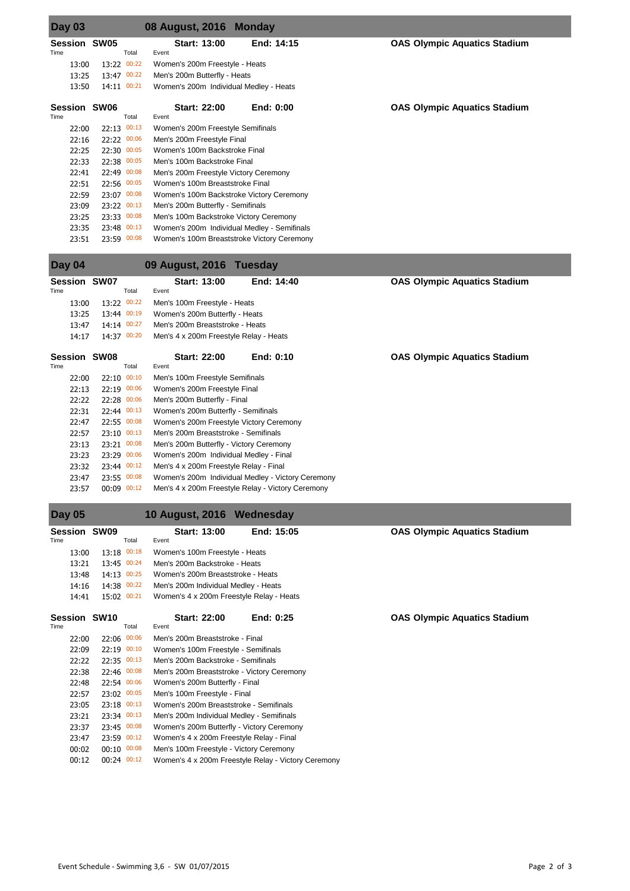## Day 03 — 08 August, 2016 Monday

### Session SW05 — Start: 13:00 — End: 14:15 — OAS Olympic Aquatics Stadium

| Time | | Total | Event |
|---|---|---|---|
| 13:00 | 13:22 | 00:22 | Women's 200m Freestyle - Heats |
| 13:25 | 13:47 | 00:22 | Men's 200m Butterfly - Heats |
| 13:50 | 14:11 | 00:21 | Women's 200m Individual Medley - Heats |

### Session SW06 — Start: 22:00 — End: 0:00 — OAS Olympic Aquatics Stadium

| Time | | Total | Event |
|---|---|---|---|
| 22:00 | 22:13 | 00:13 | Women's 200m Freestyle Semifinals |
| 22:16 | 22:22 | 00:06 | Men's 200m Freestyle Final |
| 22:25 | 22:30 | 00:05 | Women's 100m Backstroke Final |
| 22:33 | 22:38 | 00:05 | Men's 100m Backstroke Final |
| 22:41 | 22:49 | 00:08 | Men's 200m Freestyle Victory Ceremony |
| 22:51 | 22:56 | 00:05 | Women's 100m Breaststroke Final |
| 22:59 | 23:07 | 00:08 | Women's 100m Backstroke Victory Ceremony |
| 23:09 | 23:22 | 00:13 | Men's 200m Butterfly - Semifinals |
| 23:25 | 23:33 | 00:08 | Men's 100m Backstroke Victory Ceremony |
| 23:35 | 23:48 | 00:13 | Women's 200m Individual Medley - Semifinals |
| 23:51 | 23:59 | 00:08 | Women's 100m Breaststroke Victory Ceremony |

## Day 04 — 09 August, 2016 Tuesday

### Session SW07 — Start: 13:00 — End: 14:40 — OAS Olympic Aquatics Stadium

| Time | | Total | Event |
|---|---|---|---|
| 13:00 | 13:22 | 00:22 | Men's 100m Freestyle - Heats |
| 13:25 | 13:44 | 00:19 | Women's 200m Butterfly - Heats |
| 13:47 | 14:14 | 00:27 | Men's 200m Breaststroke - Heats |
| 14:17 | 14:37 | 00:20 | Men's 4 x 200m Freestyle Relay - Heats |

### Session SW08 — Start: 22:00 — End: 0:10 — OAS Olympic Aquatics Stadium

| Time | | Total | Event |
|---|---|---|---|
| 22:00 | 22:10 | 00:10 | Men's 100m Freestyle Semifinals |
| 22:13 | 22:19 | 00:06 | Women's 200m Freestyle Final |
| 22:22 | 22:28 | 00:06 | Men's 200m Butterfly - Final |
| 22:31 | 22:44 | 00:13 | Women's 200m Butterfly - Semifinals |
| 22:47 | 22:55 | 00:08 | Women's 200m Freestyle Victory Ceremony |
| 22:57 | 23:10 | 00:13 | Men's 200m Breaststroke - Semifinals |
| 23:13 | 23:21 | 00:08 | Men's 200m Butterfly - Victory Ceremony |
| 23:23 | 23:29 | 00:06 | Women's 200m Individual Medley - Final |
| 23:32 | 23:44 | 00:12 | Men's 4 x 200m Freestyle Relay - Final |
| 23:47 | 23:55 | 00:08 | Women's 200m Individual Medley - Victory Ceremony |
| 23:57 | 00:09 | 00:12 | Men's 4 x 200m Freestyle Relay - Victory Ceremony |

## Day 05 — 10 August, 2016 Wednesday

### Session SW09 — Start: 13:00 — End: 15:05 — OAS Olympic Aquatics Stadium

| Time | | Total | Event |
|---|---|---|---|
| 13:00 | 13:18 | 00:18 | Women's 100m Freestyle - Heats |
| 13:21 | 13:45 | 00:24 | Men's 200m Backstroke - Heats |
| 13:48 | 14:13 | 00:25 | Women's 200m Breaststroke - Heats |
| 14:16 | 14:38 | 00:22 | Men's 200m Individual Medley - Heats |
| 14:41 | 15:02 | 00:21 | Women's 4 x 200m Freestyle Relay - Heats |

### Session SW10 — Start: 22:00 — End: 0:25 — OAS Olympic Aquatics Stadium

| Time | | Total | Event |
|---|---|---|---|
| 22:00 | 22:06 | 00:06 | Men's 200m Breaststroke - Final |
| 22:09 | 22:19 | 00:10 | Women's 100m Freestyle - Semifinals |
| 22:22 | 22:35 | 00:13 | Men's 200m Backstroke - Semifinals |
| 22:38 | 22:46 | 00:08 | Men's 200m Breaststroke - Victory Ceremony |
| 22:48 | 22:54 | 00:06 | Women's 200m Butterfly - Final |
| 22:57 | 23:02 | 00:05 | Men's 100m Freestyle - Final |
| 23:05 | 23:18 | 00:13 | Women's 200m Breaststroke - Semifinals |
| 23:21 | 23:34 | 00:13 | Men's 200m Individual Medley - Semifinals |
| 23:37 | 23:45 | 00:08 | Women's 200m Butterfly - Victory Ceremony |
| 23:47 | 23:59 | 00:12 | Women's 4 x 200m Freestyle Relay - Final |
| 00:02 | 00:10 | 00:08 | Men's 100m Freestyle - Victory Ceremony |
| 00:12 | 00:24 | 00:12 | Women's 4 x 200m Freestyle Relay - Victory Ceremony |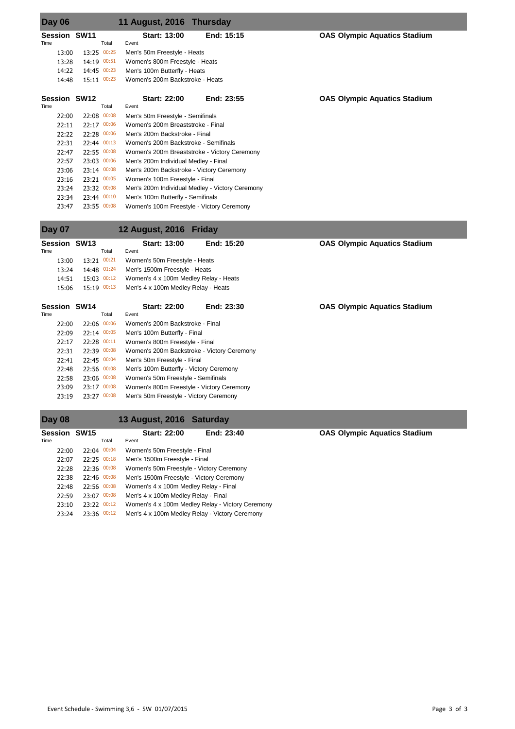## Day 06 — 11 August, 2016 Thursday

**Session SW11** — **Start: 13:00** — **End: 15:15** — **OAS Olympic Aquatics Stadium**

| Time | | Total | Event |
|---|---|---|---|
| 13:00 | 13:25 | 00:25 | Men's 50m Freestyle - Heats |
| 13:28 | 14:19 | 00:51 | Women's 800m Freestyle - Heats |
| 14:22 | 14:45 | 00:23 | Men's 100m Butterfly - Heats |
| 14:48 | 15:11 | 00:23 | Women's 200m Backstroke - Heats |

**Session SW12** — **Start: 22:00** — **End: 23:55** — **OAS Olympic Aquatics Stadium**

| Time | | Total | Event |
|---|---|---|---|
| 22:00 | 22:08 | 00:08 | Men's 50m Freestyle - Semifinals |
| 22:11 | 22:17 | 00:06 | Women's 200m Breaststroke - Final |
| 22:22 | 22:28 | 00:06 | Men's 200m Backstroke - Final |
| 22:31 | 22:44 | 00:13 | Women's 200m Backstroke - Semifinals |
| 22:47 | 22:55 | 00:08 | Women's 200m Breaststroke - Victory Ceremony |
| 22:57 | 23:03 | 00:06 | Men's 200m Individual Medley - Final |
| 23:06 | 23:14 | 00:08 | Men's 200m Backstroke - Victory Ceremony |
| 23:16 | 23:21 | 00:05 | Women's 100m Freestyle - Final |
| 23:24 | 23:32 | 00:08 | Men's 200m Individual Medley - Victory Ceremony |
| 23:34 | 23:44 | 00:10 | Men's 100m Butterfly - Semifinals |
| 23:47 | 23:55 | 00:08 | Women's 100m Freestyle - Victory Ceremony |

## Day 07 — 12 August, 2016 Friday

**Session SW13** — **Start: 13:00** — **End: 15:20** — **OAS Olympic Aquatics Stadium**

| Time | | Total | Event |
|---|---|---|---|
| 13:00 | 13:21 | 00:21 | Women's 50m Freestyle - Heats |
| 13:24 | 14:48 | 01:24 | Men's 1500m Freestyle - Heats |
| 14:51 | 15:03 | 00:12 | Women's 4 x 100m Medley Relay - Heats |
| 15:06 | 15:19 | 00:13 | Men's 4 x 100m Medley Relay - Heats |

**Session SW14** — **Start: 22:00** — **End: 23:30** — **OAS Olympic Aquatics Stadium**

| Time | | Total | Event |
|---|---|---|---|
| 22:00 | 22:06 | 00:06 | Women's 200m Backstroke - Final |
| 22:09 | 22:14 | 00:05 | Men's 100m Butterfly - Final |
| 22:17 | 22:28 | 00:11 | Women's 800m Freestyle - Final |
| 22:31 | 22:39 | 00:08 | Women's 200m Backstroke - Victory Ceremony |
| 22:41 | 22:45 | 00:04 | Men's 50m Freestyle - Final |
| 22:48 | 22:56 | 00:08 | Men's 100m Butterfly - Victory Ceremony |
| 22:58 | 23:06 | 00:08 | Women's 50m Freestyle - Semifinals |
| 23:09 | 23:17 | 00:08 | Women's 800m Freestyle - Victory Ceremony |
| 23:19 | 23:27 | 00:08 | Men's 50m Freestyle - Victory Ceremony |

## Day 08 — 13 August, 2016 Saturday

**Session SW15** — **Start: 22:00** — **End: 23:40** — **OAS Olympic Aquatics Stadium**

| Time | | Total | Event |
|---|---|---|---|
| 22:00 | 22:04 | 00:04 | Women's 50m Freestyle - Final |
| 22:07 | 22:25 | 00:18 | Men's 1500m Freestyle - Final |
| 22:28 | 22:36 | 00:08 | Women's 50m Freestyle - Victory Ceremony |
| 22:38 | 22:46 | 00:08 | Men's 1500m Freestyle - Victory Ceremony |
| 22:48 | 22:56 | 00:08 | Women's 4 x 100m Medley Relay - Final |
| 22:59 | 23:07 | 00:08 | Men's 4 x 100m Medley Relay - Final |
| 23:10 | 23:22 | 00:12 | Women's 4 x 100m Medley Relay - Victory Ceremony |
| 23:24 | 23:36 | 00:12 | Men's 4 x 100m Medley Relay - Victory Ceremony |